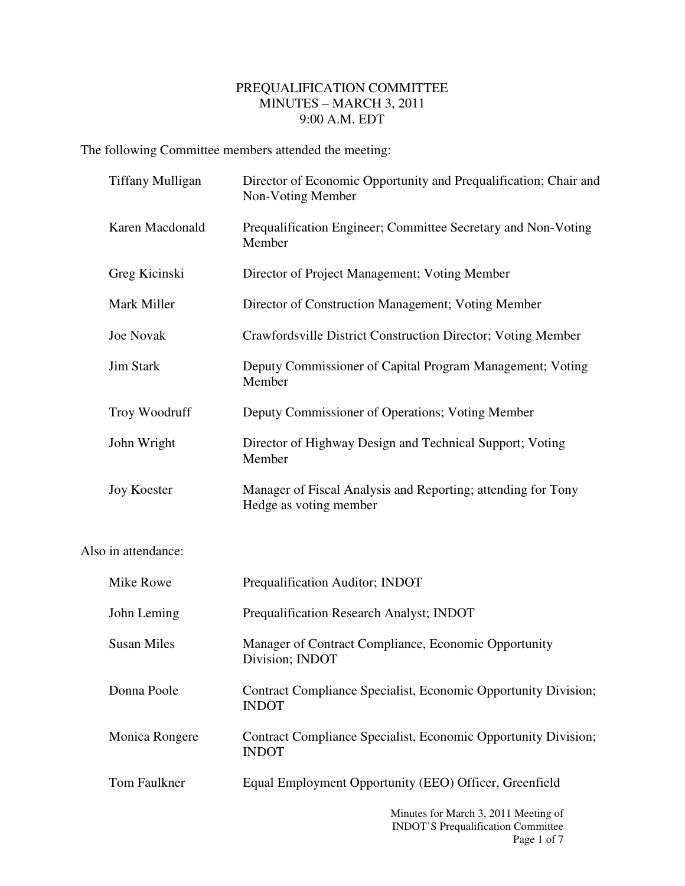# PREQUALIFICATION COMMITTEE
## MINUTES – MARCH 3, 2011
## 9:00 A.M. EDT

The following Committee members attended the meeting:

| | |
|---|---|
| Tiffany Mulligan | Director of Economic Opportunity and Prequalification; Chair and Non-Voting Member |
| Karen Macdonald | Prequalification Engineer; Committee Secretary and Non-Voting Member |
| Greg Kicinski | Director of Project Management; Voting Member |
| Mark Miller | Director of Construction Management; Voting Member |
| Joe Novak | Crawfordsville District Construction Director; Voting Member |
| Jim Stark | Deputy Commissioner of Capital Program Management; Voting Member |
| Troy Woodruff | Deputy Commissioner of Operations; Voting Member |
| John Wright | Director of Highway Design and Technical Support; Voting Member |
| Joy Koester | Manager of Fiscal Analysis and Reporting; attending for Tony Hedge as voting member |

Also in attendance:

| | |
|---|---|
| Mike Rowe | Prequalification Auditor; INDOT |
| John Leming | Prequalification Research Analyst; INDOT |
| Susan Miles | Manager of Contract Compliance, Economic Opportunity Division; INDOT |
| Donna Poole | Contract Compliance Specialist, Economic Opportunity Division; INDOT |
| Monica Rongere | Contract Compliance Specialist, Economic Opportunity Division; INDOT |
| Tom Faulkner | Equal Employment Opportunity (EEO) Officer, Greenfield |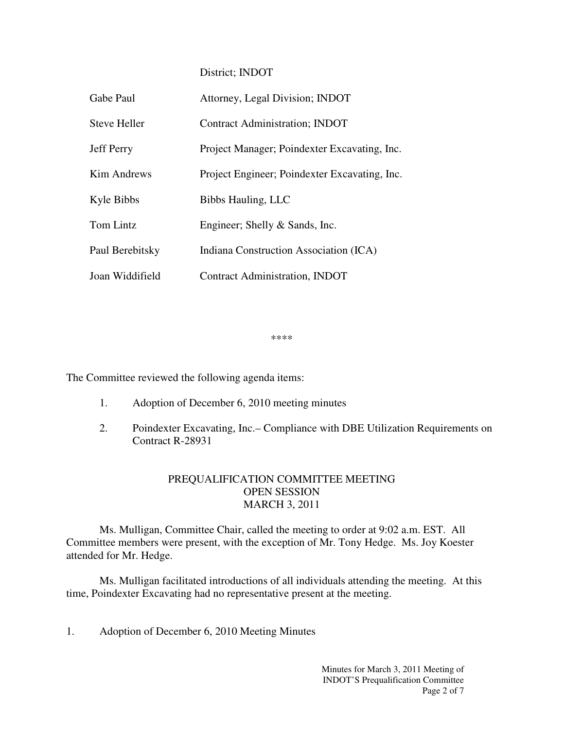| | District; INDOT |
| --- | --- |
| Gabe Paul | Attorney, Legal Division; INDOT |
| Steve Heller | Contract Administration; INDOT |
| Jeff Perry | Project Manager; Poindexter Excavating, Inc. |
| Kim Andrews | Project Engineer; Poindexter Excavating, Inc. |
| Kyle Bibbs | Bibbs Hauling, LLC |
| Tom Lintz | Engineer; Shelly & Sands, Inc. |
| Paul Berebitsky | Indiana Construction Association (ICA) |
| Joan Widdifield | Contract Administration, INDOT |

****

The Committee reviewed the following agenda items:

1. Adoption of December 6, 2010 meeting minutes
2. Poindexter Excavating, Inc.– Compliance with DBE Utilization Requirements on Contract R-28931

PREQUALIFICATION COMMITTEE MEETING
OPEN SESSION
MARCH 3, 2011

Ms. Mulligan, Committee Chair, called the meeting to order at 9:02 a.m. EST. All Committee members were present, with the exception of Mr. Tony Hedge. Ms. Joy Koester attended for Mr. Hedge.

Ms. Mulligan facilitated introductions of all individuals attending the meeting. At this time, Poindexter Excavating had no representative present at the meeting.

1. Adoption of December 6, 2010 Meeting Minutes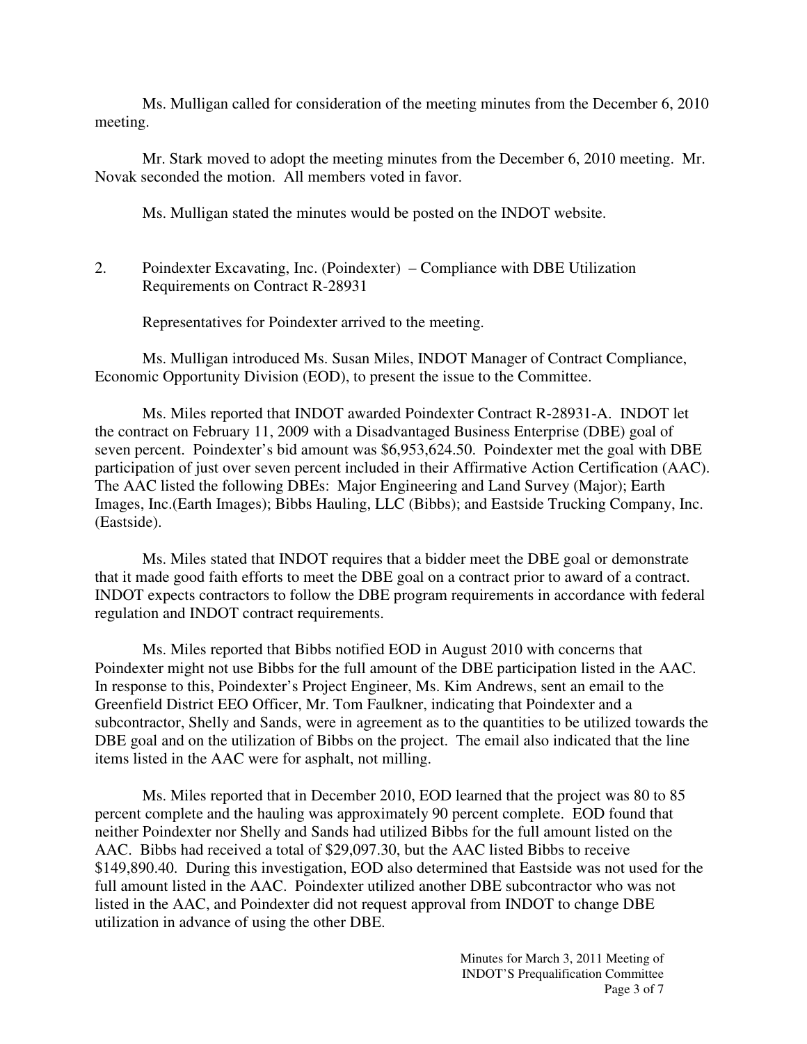Ms. Mulligan called for consideration of the meeting minutes from the December 6, 2010 meeting.

Mr. Stark moved to adopt the meeting minutes from the December 6, 2010 meeting. Mr. Novak seconded the motion. All members voted in favor.

Ms. Mulligan stated the minutes would be posted on the INDOT website.

2. Poindexter Excavating, Inc. (Poindexter) – Compliance with DBE Utilization Requirements on Contract R-28931

Representatives for Poindexter arrived to the meeting.

Ms. Mulligan introduced Ms. Susan Miles, INDOT Manager of Contract Compliance, Economic Opportunity Division (EOD), to present the issue to the Committee.

Ms. Miles reported that INDOT awarded Poindexter Contract R-28931-A. INDOT let the contract on February 11, 2009 with a Disadvantaged Business Enterprise (DBE) goal of seven percent. Poindexter's bid amount was $6,953,624.50. Poindexter met the goal with DBE participation of just over seven percent included in their Affirmative Action Certification (AAC). The AAC listed the following DBEs: Major Engineering and Land Survey (Major); Earth Images, Inc.(Earth Images); Bibbs Hauling, LLC (Bibbs); and Eastside Trucking Company, Inc. (Eastside).

Ms. Miles stated that INDOT requires that a bidder meet the DBE goal or demonstrate that it made good faith efforts to meet the DBE goal on a contract prior to award of a contract. INDOT expects contractors to follow the DBE program requirements in accordance with federal regulation and INDOT contract requirements.

Ms. Miles reported that Bibbs notified EOD in August 2010 with concerns that Poindexter might not use Bibbs for the full amount of the DBE participation listed in the AAC. In response to this, Poindexter's Project Engineer, Ms. Kim Andrews, sent an email to the Greenfield District EEO Officer, Mr. Tom Faulkner, indicating that Poindexter and a subcontractor, Shelly and Sands, were in agreement as to the quantities to be utilized towards the DBE goal and on the utilization of Bibbs on the project. The email also indicated that the line items listed in the AAC were for asphalt, not milling.

Ms. Miles reported that in December 2010, EOD learned that the project was 80 to 85 percent complete and the hauling was approximately 90 percent complete. EOD found that neither Poindexter nor Shelly and Sands had utilized Bibbs for the full amount listed on the AAC. Bibbs had received a total of $29,097.30, but the AAC listed Bibbs to receive $149,890.40. During this investigation, EOD also determined that Eastside was not used for the full amount listed in the AAC. Poindexter utilized another DBE subcontractor who was not listed in the AAC, and Poindexter did not request approval from INDOT to change DBE utilization in advance of using the other DBE.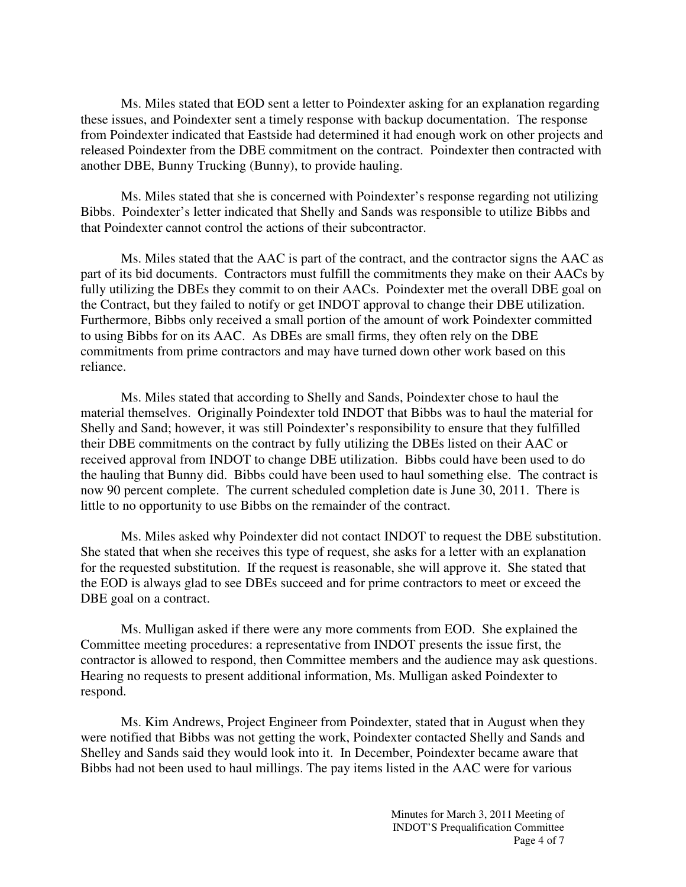Ms. Miles stated that EOD sent a letter to Poindexter asking for an explanation regarding these issues, and Poindexter sent a timely response with backup documentation. The response from Poindexter indicated that Eastside had determined it had enough work on other projects and released Poindexter from the DBE commitment on the contract. Poindexter then contracted with another DBE, Bunny Trucking (Bunny), to provide hauling.

Ms. Miles stated that she is concerned with Poindexter's response regarding not utilizing Bibbs. Poindexter's letter indicated that Shelly and Sands was responsible to utilize Bibbs and that Poindexter cannot control the actions of their subcontractor.

Ms. Miles stated that the AAC is part of the contract, and the contractor signs the AAC as part of its bid documents. Contractors must fulfill the commitments they make on their AACs by fully utilizing the DBEs they commit to on their AACs. Poindexter met the overall DBE goal on the Contract, but they failed to notify or get INDOT approval to change their DBE utilization. Furthermore, Bibbs only received a small portion of the amount of work Poindexter committed to using Bibbs for on its AAC. As DBEs are small firms, they often rely on the DBE commitments from prime contractors and may have turned down other work based on this reliance.

Ms. Miles stated that according to Shelly and Sands, Poindexter chose to haul the material themselves. Originally Poindexter told INDOT that Bibbs was to haul the material for Shelly and Sand; however, it was still Poindexter's responsibility to ensure that they fulfilled their DBE commitments on the contract by fully utilizing the DBEs listed on their AAC or received approval from INDOT to change DBE utilization. Bibbs could have been used to do the hauling that Bunny did. Bibbs could have been used to haul something else. The contract is now 90 percent complete. The current scheduled completion date is June 30, 2011. There is little to no opportunity to use Bibbs on the remainder of the contract.

Ms. Miles asked why Poindexter did not contact INDOT to request the DBE substitution. She stated that when she receives this type of request, she asks for a letter with an explanation for the requested substitution. If the request is reasonable, she will approve it. She stated that the EOD is always glad to see DBEs succeed and for prime contractors to meet or exceed the DBE goal on a contract.

Ms. Mulligan asked if there were any more comments from EOD. She explained the Committee meeting procedures: a representative from INDOT presents the issue first, the contractor is allowed to respond, then Committee members and the audience may ask questions. Hearing no requests to present additional information, Ms. Mulligan asked Poindexter to respond.

Ms. Kim Andrews, Project Engineer from Poindexter, stated that in August when they were notified that Bibbs was not getting the work, Poindexter contacted Shelly and Sands and Shelley and Sands said they would look into it. In December, Poindexter became aware that Bibbs had not been used to haul millings. The pay items listed in the AAC were for various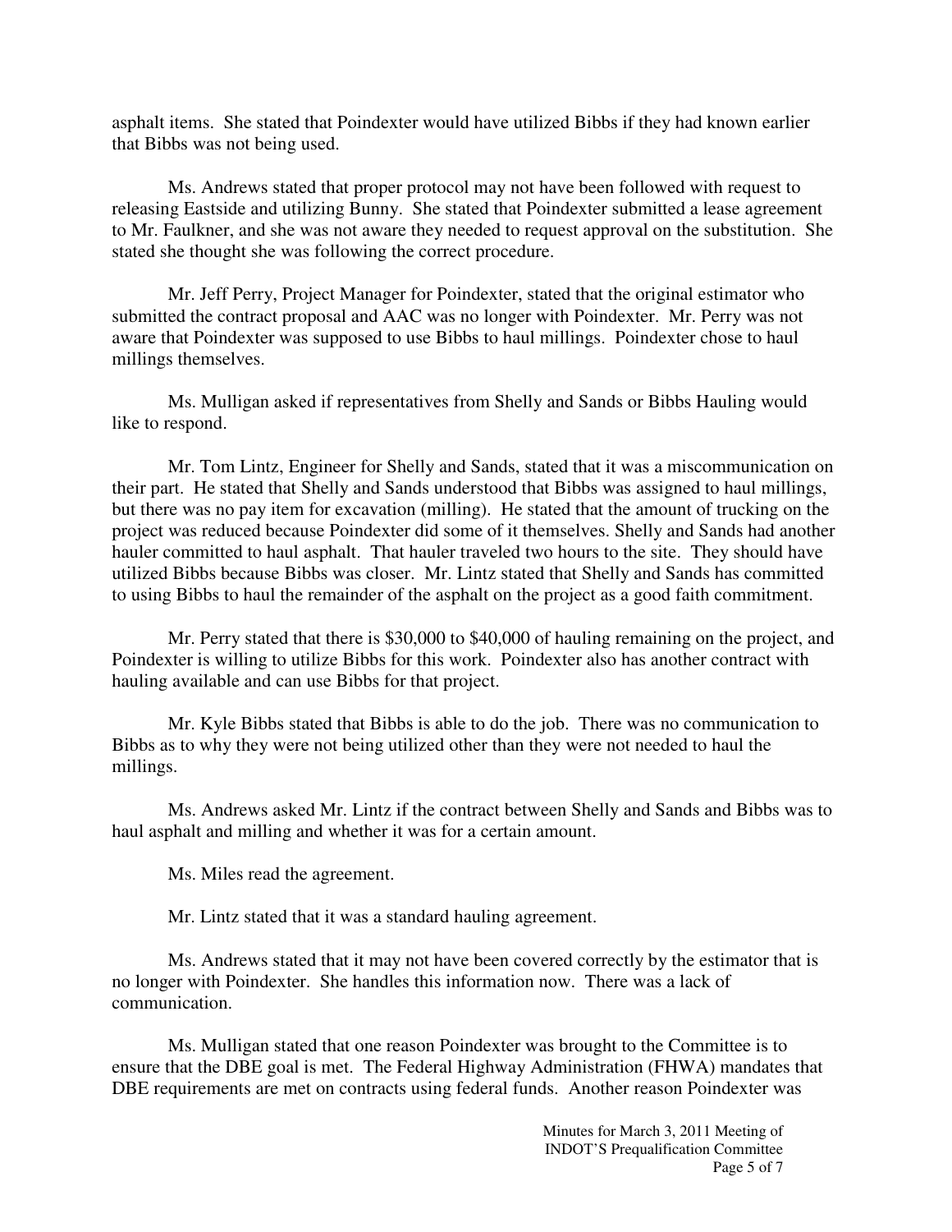asphalt items. She stated that Poindexter would have utilized Bibbs if they had known earlier that Bibbs was not being used.

Ms. Andrews stated that proper protocol may not have been followed with request to releasing Eastside and utilizing Bunny. She stated that Poindexter submitted a lease agreement to Mr. Faulkner, and she was not aware they needed to request approval on the substitution. She stated she thought she was following the correct procedure.

Mr. Jeff Perry, Project Manager for Poindexter, stated that the original estimator who submitted the contract proposal and AAC was no longer with Poindexter. Mr. Perry was not aware that Poindexter was supposed to use Bibbs to haul millings. Poindexter chose to haul millings themselves.

Ms. Mulligan asked if representatives from Shelly and Sands or Bibbs Hauling would like to respond.

Mr. Tom Lintz, Engineer for Shelly and Sands, stated that it was a miscommunication on their part. He stated that Shelly and Sands understood that Bibbs was assigned to haul millings, but there was no pay item for excavation (milling). He stated that the amount of trucking on the project was reduced because Poindexter did some of it themselves. Shelly and Sands had another hauler committed to haul asphalt. That hauler traveled two hours to the site. They should have utilized Bibbs because Bibbs was closer. Mr. Lintz stated that Shelly and Sands has committed to using Bibbs to haul the remainder of the asphalt on the project as a good faith commitment.

Mr. Perry stated that there is $30,000 to $40,000 of hauling remaining on the project, and Poindexter is willing to utilize Bibbs for this work. Poindexter also has another contract with hauling available and can use Bibbs for that project.

Mr. Kyle Bibbs stated that Bibbs is able to do the job. There was no communication to Bibbs as to why they were not being utilized other than they were not needed to haul the millings.

Ms. Andrews asked Mr. Lintz if the contract between Shelly and Sands and Bibbs was to haul asphalt and milling and whether it was for a certain amount.

Ms. Miles read the agreement.

Mr. Lintz stated that it was a standard hauling agreement.

Ms. Andrews stated that it may not have been covered correctly by the estimator that is no longer with Poindexter. She handles this information now. There was a lack of communication.

Ms. Mulligan stated that one reason Poindexter was brought to the Committee is to ensure that the DBE goal is met. The Federal Highway Administration (FHWA) mandates that DBE requirements are met on contracts using federal funds. Another reason Poindexter was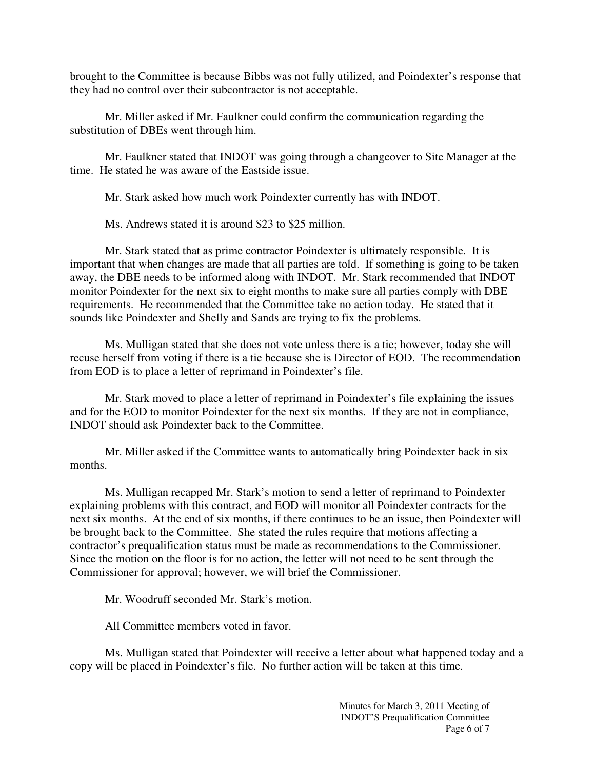brought to the Committee is because Bibbs was not fully utilized, and Poindexter's response that they had no control over their subcontractor is not acceptable.

Mr. Miller asked if Mr. Faulkner could confirm the communication regarding the substitution of DBEs went through him.

Mr. Faulkner stated that INDOT was going through a changeover to Site Manager at the time. He stated he was aware of the Eastside issue.

Mr. Stark asked how much work Poindexter currently has with INDOT.

Ms. Andrews stated it is around $23 to $25 million.

Mr. Stark stated that as prime contractor Poindexter is ultimately responsible. It is important that when changes are made that all parties are told. If something is going to be taken away, the DBE needs to be informed along with INDOT. Mr. Stark recommended that INDOT monitor Poindexter for the next six to eight months to make sure all parties comply with DBE requirements. He recommended that the Committee take no action today. He stated that it sounds like Poindexter and Shelly and Sands are trying to fix the problems.

Ms. Mulligan stated that she does not vote unless there is a tie; however, today she will recuse herself from voting if there is a tie because she is Director of EOD. The recommendation from EOD is to place a letter of reprimand in Poindexter's file.

Mr. Stark moved to place a letter of reprimand in Poindexter's file explaining the issues and for the EOD to monitor Poindexter for the next six months. If they are not in compliance, INDOT should ask Poindexter back to the Committee.

Mr. Miller asked if the Committee wants to automatically bring Poindexter back in six months.

Ms. Mulligan recapped Mr. Stark's motion to send a letter of reprimand to Poindexter explaining problems with this contract, and EOD will monitor all Poindexter contracts for the next six months. At the end of six months, if there continues to be an issue, then Poindexter will be brought back to the Committee. She stated the rules require that motions affecting a contractor's prequalification status must be made as recommendations to the Commissioner. Since the motion on the floor is for no action, the letter will not need to be sent through the Commissioner for approval; however, we will brief the Commissioner.

Mr. Woodruff seconded Mr. Stark's motion.

All Committee members voted in favor.

Ms. Mulligan stated that Poindexter will receive a letter about what happened today and a copy will be placed in Poindexter's file. No further action will be taken at this time.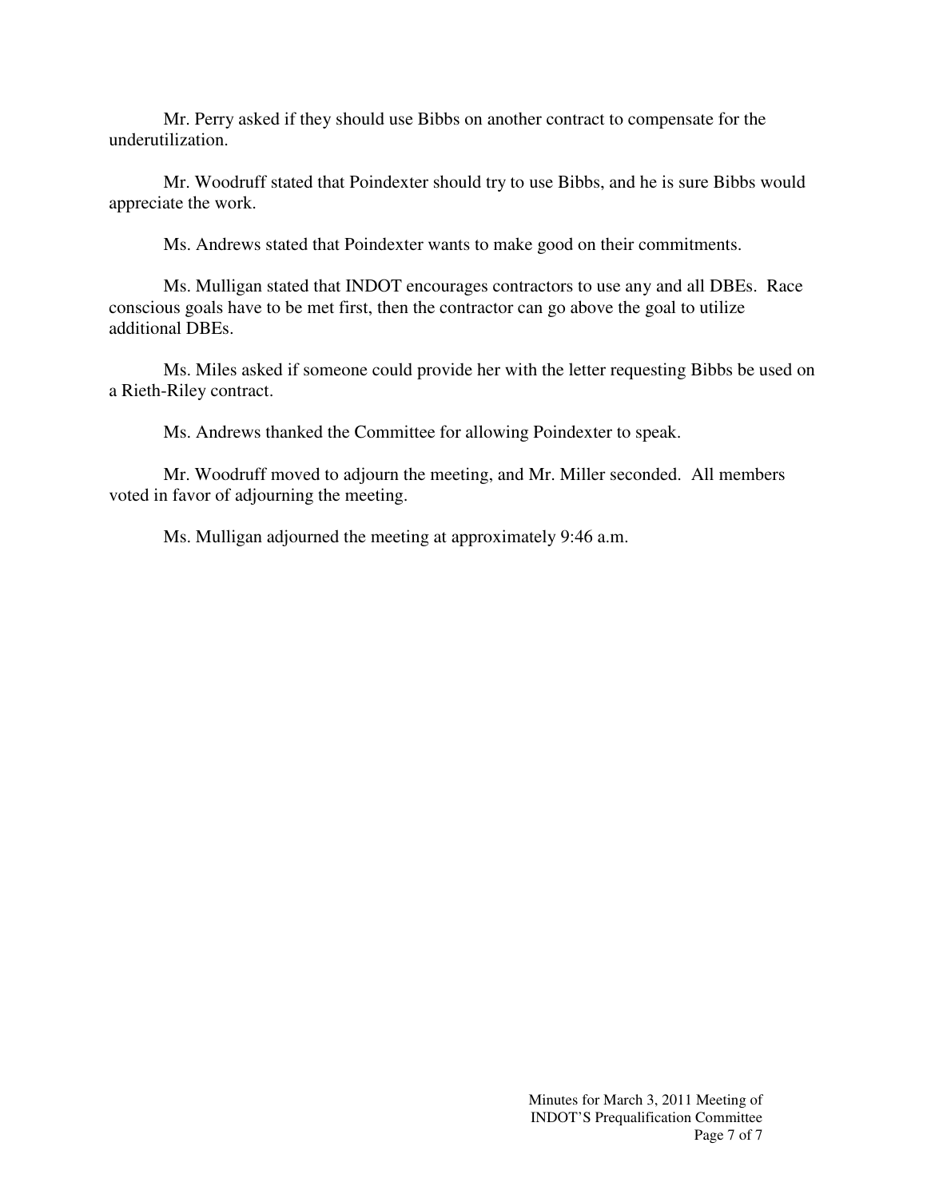Mr. Perry asked if they should use Bibbs on another contract to compensate for the underutilization.

Mr. Woodruff stated that Poindexter should try to use Bibbs, and he is sure Bibbs would appreciate the work.

Ms. Andrews stated that Poindexter wants to make good on their commitments.

Ms. Mulligan stated that INDOT encourages contractors to use any and all DBEs. Race conscious goals have to be met first, then the contractor can go above the goal to utilize additional DBEs.

Ms. Miles asked if someone could provide her with the letter requesting Bibbs be used on a Rieth-Riley contract.

Ms. Andrews thanked the Committee for allowing Poindexter to speak.

Mr. Woodruff moved to adjourn the meeting, and Mr. Miller seconded. All members voted in favor of adjourning the meeting.

Ms. Mulligan adjourned the meeting at approximately 9:46 a.m.